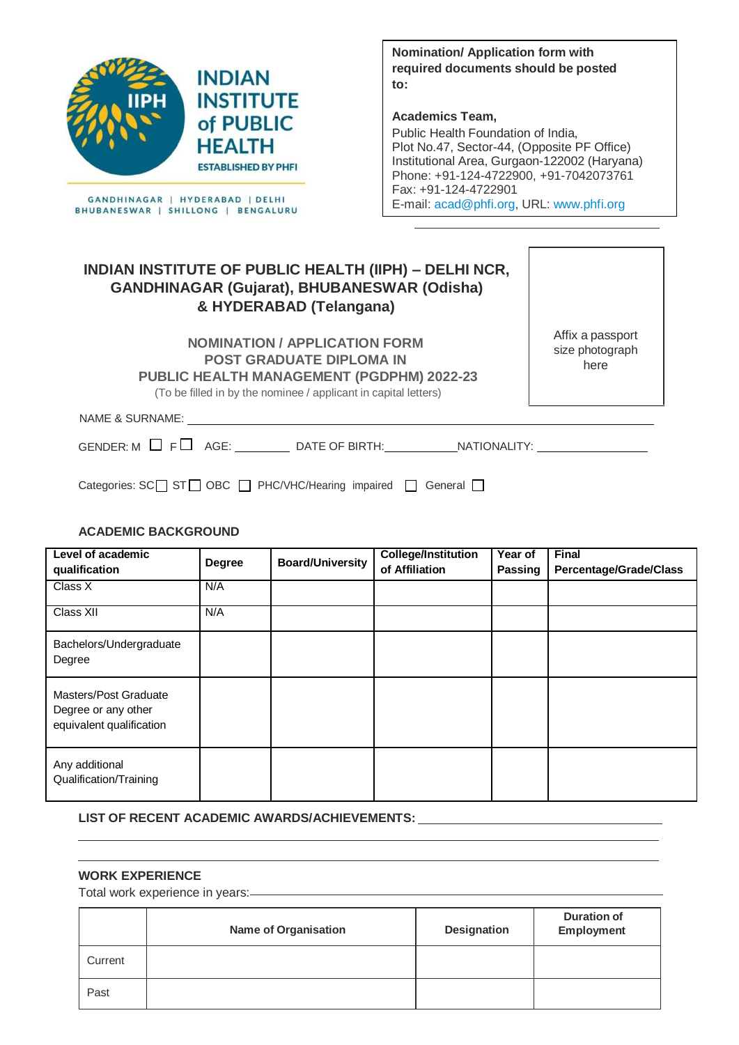INDIAN INSTITUTE of PUBLIC HEALTH

ESTABLISHED BY PHFI

GANDHINAGAR | HYDERABAD | DELHI
BHUBANESWAR | SHILLONG | BENGALURU

**Nomination/ Application form with required documents should be posted to:**

**Academics Team,**
Public Health Foundation of India,
Plot No.47, Sector-44, (Opposite PF Office)
Institutional Area, Gurgaon-122002 (Haryana)
Phone: +91-124-4722900, +91-7042073761
Fax: +91-124-4722901
E-mail: acad@phfi.org, URL: www.phfi.org

## INDIAN INSTITUTE OF PUBLIC HEALTH (IIPH) – DELHI NCR, GANDHINAGAR (Gujarat), BHUBANESWAR (Odisha) & HYDERABAD (Telangana)

### NOMINATION / APPLICATION FORM POST GRADUATE DIPLOMA IN PUBLIC HEALTH MANAGEMENT (PGDPHM) 2022-23

(To be filled in by the nominee / applicant in capital letters)

Affix a passport size photograph here

NAME & SURNAME: ____________________

GENDER: M ☐ F ☐ AGE: ________ DATE OF BIRTH: ____________ NATIONALITY: ____________

Categories: SC ☐ ST ☐ OBC ☐ PHC/VHC/Hearing impaired ☐ General ☐

**ACADEMIC BACKGROUND**

| Level of academic qualification | Degree | Board/University | College/Institution of Affiliation | Year of Passing | Final Percentage/Grade/Class |
|---|---|---|---|---|---|
| Class X | N/A | | | | |
| Class XII | N/A | | | | |
| Bachelors/Undergraduate Degree | | | | | |
| Masters/Post Graduate Degree or any other equivalent qualification | | | | | |
| Any additional Qualification/Training | | | | | |

**LIST OF RECENT ACADEMIC AWARDS/ACHIEVEMENTS:** ____________________

**WORK EXPERIENCE**

Total work experience in years: ____________________

| | Name of Organisation | Designation | Duration of Employment |
|---|---|---|---|
| Current | | | |
| Past | | | |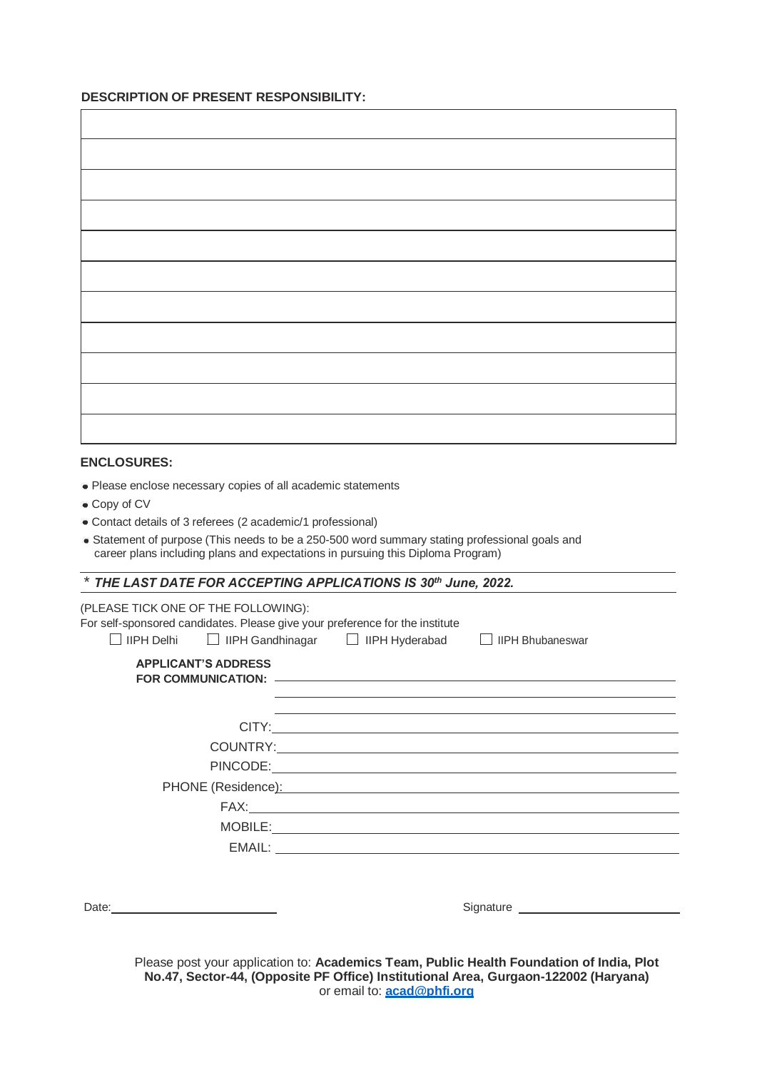**DESCRIPTION OF PRESENT RESPONSIBILITY:**

| |
|---|
| |
| |
| |
| |
| |
| |
| |
| |
| |
| |
| |

**ENCLOSURES:**

- Please enclose necessary copies of all academic statements
- Copy of CV
- Contact details of 3 referees (2 academic/1 professional)
- Statement of purpose (This needs to be a 250-500 word summary stating professional goals and career plans including plans and expectations in pursuing this Diploma Program)

\* ***THE LAST DATE FOR ACCEPTING APPLICATIONS IS 30th June, 2022.***

(PLEASE TICK ONE OF THE FOLLOWING):
For self-sponsored candidates. Please give your preference for the institute

☐ IIPH Delhi ☐ IIPH Gandhinagar ☐ IIPH Hyderabad ☐ IIPH Bhubaneswar

**APPLICANT'S ADDRESS FOR COMMUNICATION:** ______________________________

CITY: ______________________________

COUNTRY: ______________________________

PINCODE: ______________________________

PHONE (Residence): ______________________________

FAX: ______________________________

MOBILE: ______________________________

EMAIL: ______________________________

Date: ____________________ Signature ____________________

Please post your application to: **Academics Team, Public Health Foundation of India, Plot No.47, Sector-44, (Opposite PF Office) Institutional Area, Gurgaon-122002 (Haryana)** or email to: **acad@phfi.org**